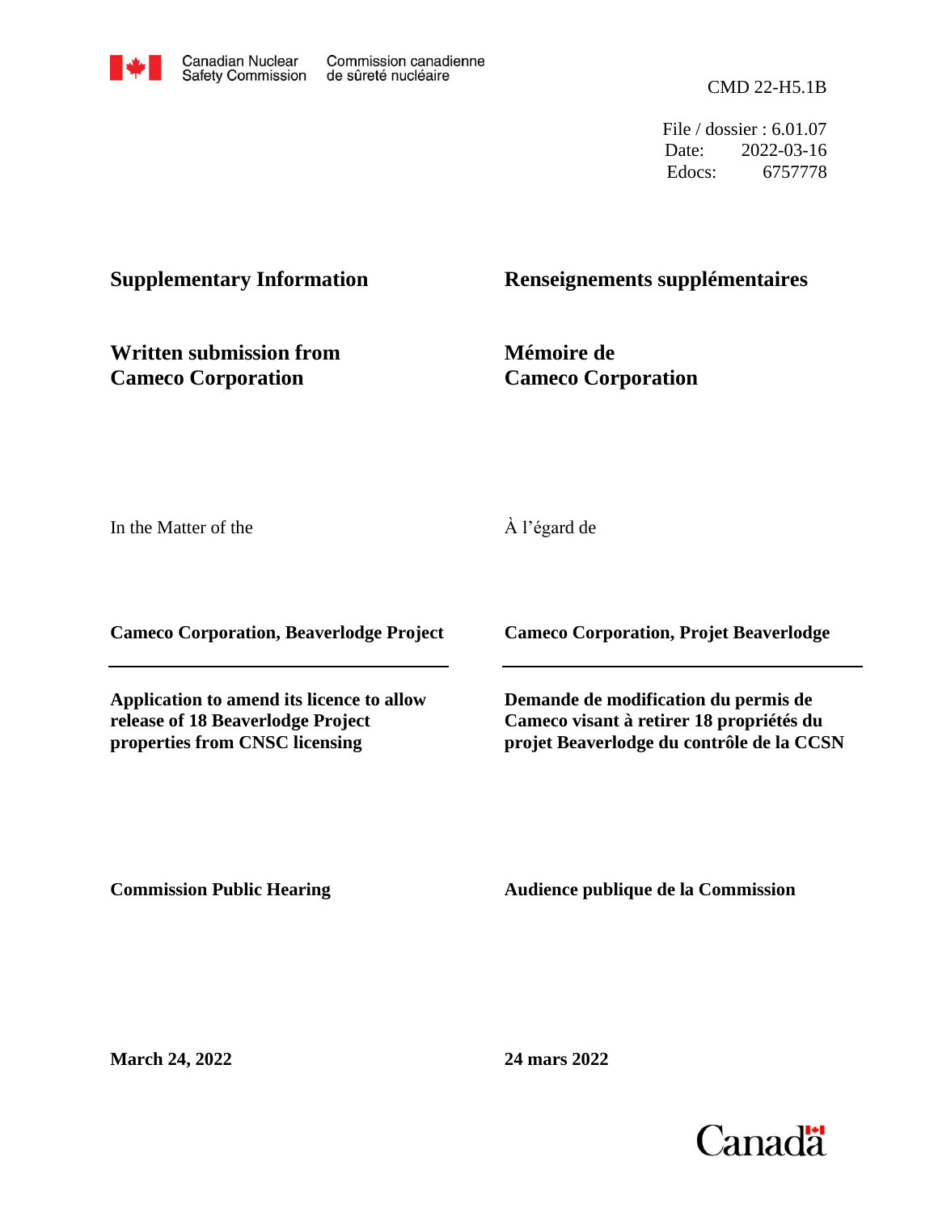Canadian Nuclear Safety Commission / Commission canadienne de sûreté nucléaire

CMD 22-H5.1B

File / dossier : 6.01.07
Date: 2022-03-16
Edocs: 6757778

**Supplementary Information**

**Renseignements supplémentaires**

**Written submission from Cameco Corporation**

**Mémoire de Cameco Corporation**

In the Matter of the

À l'égard de

**Cameco Corporation, Beaverlodge Project**

**Cameco Corporation, Projet Beaverlodge**

**Application to amend its licence to allow release of 18 Beaverlodge Project properties from CNSC licensing**

**Demande de modification du permis de Cameco visant à retirer 18 propriétés du projet Beaverlodge du contrôle de la CCSN**

**Commission Public Hearing**

**Audience publique de la Commission**

**March 24, 2022**

**24 mars 2022**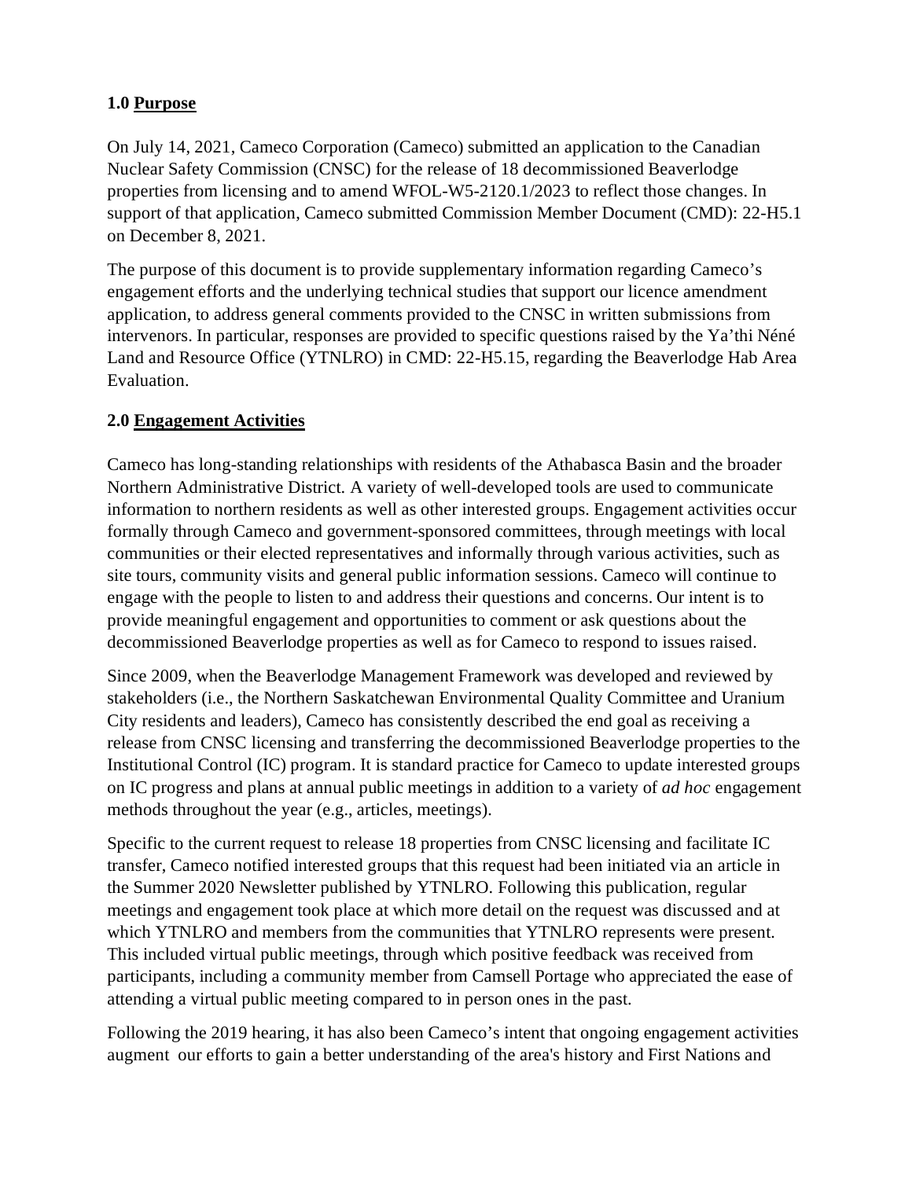## 1.0 Purpose

On July 14, 2021, Cameco Corporation (Cameco) submitted an application to the Canadian Nuclear Safety Commission (CNSC) for the release of 18 decommissioned Beaverlodge properties from licensing and to amend WFOL-W5-2120.1/2023 to reflect those changes. In support of that application, Cameco submitted Commission Member Document (CMD): 22-H5.1 on December 8, 2021.

The purpose of this document is to provide supplementary information regarding Cameco's engagement efforts and the underlying technical studies that support our licence amendment application, to address general comments provided to the CNSC in written submissions from intervenors. In particular, responses are provided to specific questions raised by the Ya'thi Néné Land and Resource Office (YTNLRO) in CMD: 22-H5.15, regarding the Beaverlodge Hab Area Evaluation.

## 2.0 Engagement Activities

Cameco has long-standing relationships with residents of the Athabasca Basin and the broader Northern Administrative District. A variety of well-developed tools are used to communicate information to northern residents as well as other interested groups. Engagement activities occur formally through Cameco and government-sponsored committees, through meetings with local communities or their elected representatives and informally through various activities, such as site tours, community visits and general public information sessions. Cameco will continue to engage with the people to listen to and address their questions and concerns. Our intent is to provide meaningful engagement and opportunities to comment or ask questions about the decommissioned Beaverlodge properties as well as for Cameco to respond to issues raised.

Since 2009, when the Beaverlodge Management Framework was developed and reviewed by stakeholders (i.e., the Northern Saskatchewan Environmental Quality Committee and Uranium City residents and leaders), Cameco has consistently described the end goal as receiving a release from CNSC licensing and transferring the decommissioned Beaverlodge properties to the Institutional Control (IC) program. It is standard practice for Cameco to update interested groups on IC progress and plans at annual public meetings in addition to a variety of *ad hoc* engagement methods throughout the year (e.g., articles, meetings).

Specific to the current request to release 18 properties from CNSC licensing and facilitate IC transfer, Cameco notified interested groups that this request had been initiated via an article in the Summer 2020 Newsletter published by YTNLRO. Following this publication, regular meetings and engagement took place at which more detail on the request was discussed and at which YTNLRO and members from the communities that YTNLRO represents were present. This included virtual public meetings, through which positive feedback was received from participants, including a community member from Camsell Portage who appreciated the ease of attending a virtual public meeting compared to in person ones in the past.

Following the 2019 hearing, it has also been Cameco's intent that ongoing engagement activities augment our efforts to gain a better understanding of the area's history and First Nations and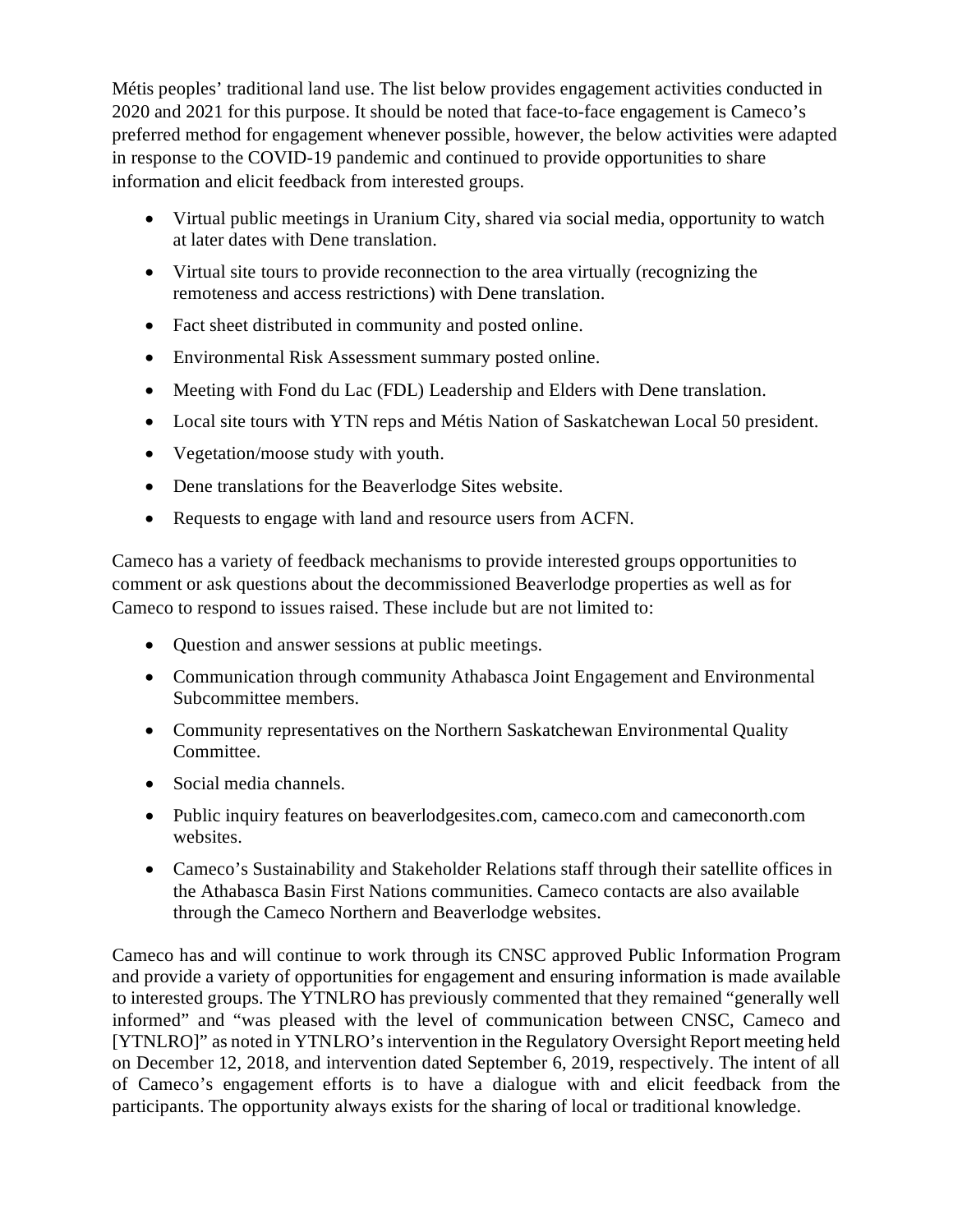Métis peoples' traditional land use. The list below provides engagement activities conducted in 2020 and 2021 for this purpose. It should be noted that face-to-face engagement is Cameco's preferred method for engagement whenever possible, however, the below activities were adapted in response to the COVID-19 pandemic and continued to provide opportunities to share information and elicit feedback from interested groups.

- Virtual public meetings in Uranium City, shared via social media, opportunity to watch at later dates with Dene translation.
- Virtual site tours to provide reconnection to the area virtually (recognizing the remoteness and access restrictions) with Dene translation.
- Fact sheet distributed in community and posted online.
- Environmental Risk Assessment summary posted online.
- Meeting with Fond du Lac (FDL) Leadership and Elders with Dene translation.
- Local site tours with YTN reps and Métis Nation of Saskatchewan Local 50 president.
- Vegetation/moose study with youth.
- Dene translations for the Beaverlodge Sites website.
- Requests to engage with land and resource users from ACFN.

Cameco has a variety of feedback mechanisms to provide interested groups opportunities to comment or ask questions about the decommissioned Beaverlodge properties as well as for Cameco to respond to issues raised. These include but are not limited to:

- Question and answer sessions at public meetings.
- Communication through community Athabasca Joint Engagement and Environmental Subcommittee members.
- Community representatives on the Northern Saskatchewan Environmental Quality Committee.
- Social media channels.
- Public inquiry features on beaverlodgesites.com, cameco.com and cameconorth.com websites.
- Cameco's Sustainability and Stakeholder Relations staff through their satellite offices in the Athabasca Basin First Nations communities. Cameco contacts are also available through the Cameco Northern and Beaverlodge websites.

Cameco has and will continue to work through its CNSC approved Public Information Program and provide a variety of opportunities for engagement and ensuring information is made available to interested groups. The YTNLRO has previously commented that they remained "generally well informed" and "was pleased with the level of communication between CNSC, Cameco and [YTNLRO]" as noted in YTNLRO's intervention in the Regulatory Oversight Report meeting held on December 12, 2018, and intervention dated September 6, 2019, respectively. The intent of all of Cameco's engagement efforts is to have a dialogue with and elicit feedback from the participants. The opportunity always exists for the sharing of local or traditional knowledge.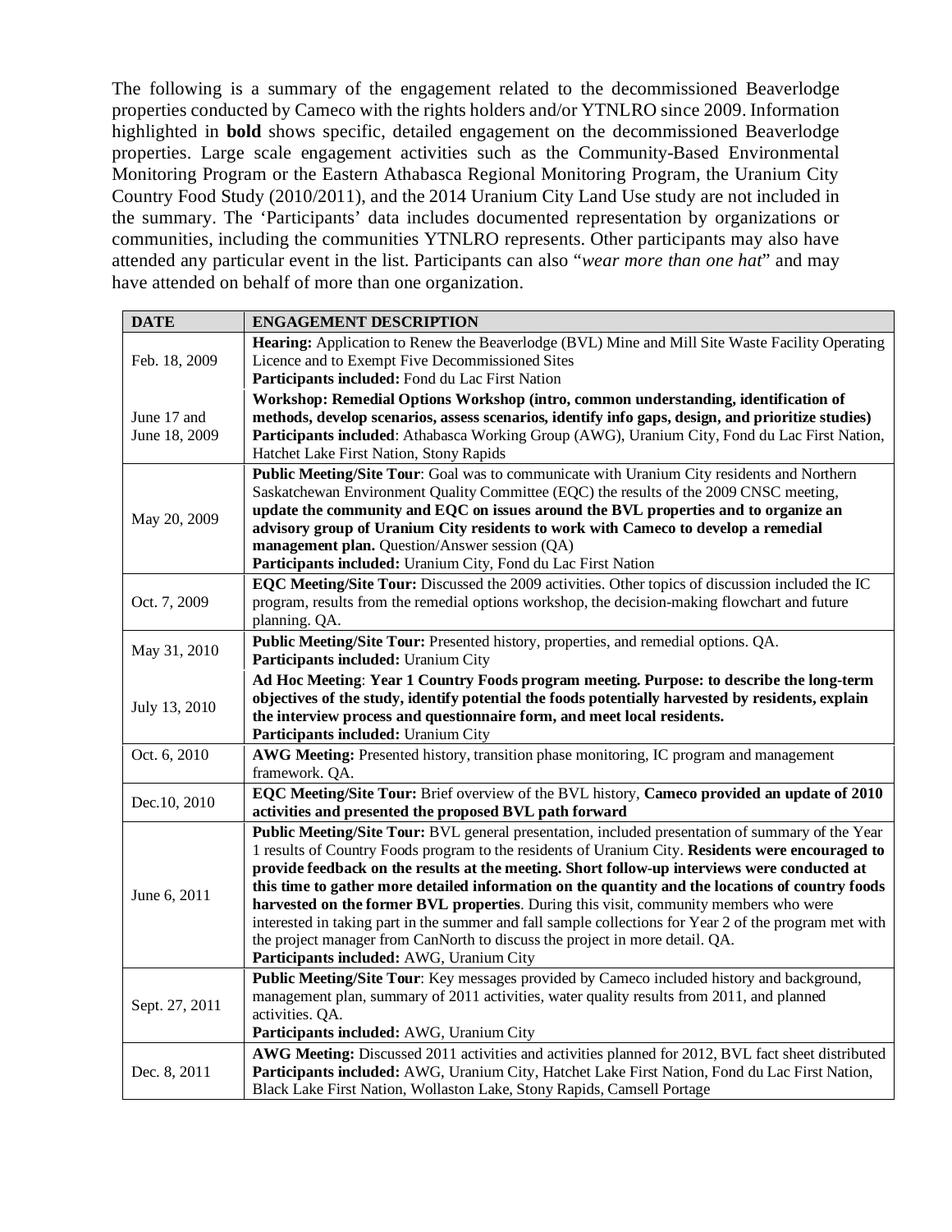The following is a summary of the engagement related to the decommissioned Beaverlodge properties conducted by Cameco with the rights holders and/or YTNLRO since 2009. Information highlighted in **bold** shows specific, detailed engagement on the decommissioned Beaverlodge properties. Large scale engagement activities such as the Community-Based Environmental Monitoring Program or the Eastern Athabasca Regional Monitoring Program, the Uranium City Country Food Study (2010/2011), and the 2014 Uranium City Land Use study are not included in the summary. The 'Participants' data includes documented representation by organizations or communities, including the communities YTNLRO represents. Other participants may also have attended any particular event in the list. Participants can also "*wear more than one hat*" and may have attended on behalf of more than one organization.

| DATE | ENGAGEMENT DESCRIPTION |
|---|---|
| Feb. 18, 2009 | **Hearing:** Application to Renew the Beaverlodge (BVL) Mine and Mill Site Waste Facility Operating Licence and to Exempt Five Decommissioned Sites<br>**Participants included:** Fond du Lac First Nation |
| June 17 and June 18, 2009 | **Workshop: Remedial Options Workshop (intro, common understanding, identification of methods, develop scenarios, assess scenarios, identify info gaps, design, and prioritize studies)**<br>**Participants included**: Athabasca Working Group (AWG), Uranium City, Fond du Lac First Nation, Hatchet Lake First Nation, Stony Rapids |
| May 20, 2009 | **Public Meeting/Site Tour**: Goal was to communicate with Uranium City residents and Northern Saskatchewan Environment Quality Committee (EQC) the results of the 2009 CNSC meeting, **update the community and EQC on issues around the BVL properties and to organize an advisory group of Uranium City residents to work with Cameco to develop a remedial management plan.** Question/Answer session (QA)<br>**Participants included:** Uranium City, Fond du Lac First Nation |
| Oct. 7, 2009 | **EQC Meeting/Site Tour:** Discussed the 2009 activities. Other topics of discussion included the IC program, results from the remedial options workshop, the decision-making flowchart and future planning. QA. |
| May 31, 2010 | **Public Meeting/Site Tour:** Presented history, properties, and remedial options. QA.<br>**Participants included:** Uranium City |
| July 13, 2010 | **Ad Hoc Meeting**: **Year 1 Country Foods program meeting. Purpose: to describe the long-term objectives of the study, identify potential the foods potentially harvested by residents, explain the interview process and questionnaire form, and meet local residents.**<br>**Participants included:** Uranium City |
| Oct. 6, 2010 | **AWG Meeting:** Presented history, transition phase monitoring, IC program and management framework. QA. |
| Dec.10, 2010 | **EQC Meeting/Site Tour:** Brief overview of the BVL history, **Cameco provided an update of 2010 activities and presented the proposed BVL path forward** |
| June 6, 2011 | **Public Meeting/Site Tour:** BVL general presentation, included presentation of summary of the Year 1 results of Country Foods program to the residents of Uranium City. **Residents were encouraged to provide feedback on the results at the meeting. Short follow-up interviews were conducted at this time to gather more detailed information on the quantity and the locations of country foods harvested on the former BVL properties**. During this visit, community members who were interested in taking part in the summer and fall sample collections for Year 2 of the program met with the project manager from CanNorth to discuss the project in more detail. QA.<br>**Participants included:** AWG, Uranium City |
| Sept. 27, 2011 | **Public Meeting/Site Tour**: Key messages provided by Cameco included history and background, management plan, summary of 2011 activities, water quality results from 2011, and planned activities. QA.<br>**Participants included:** AWG, Uranium City |
| Dec. 8, 2011 | **AWG Meeting:** Discussed 2011 activities and activities planned for 2012, BVL fact sheet distributed<br>**Participants included:** AWG, Uranium City, Hatchet Lake First Nation, Fond du Lac First Nation, Black Lake First Nation, Wollaston Lake, Stony Rapids, Camsell Portage |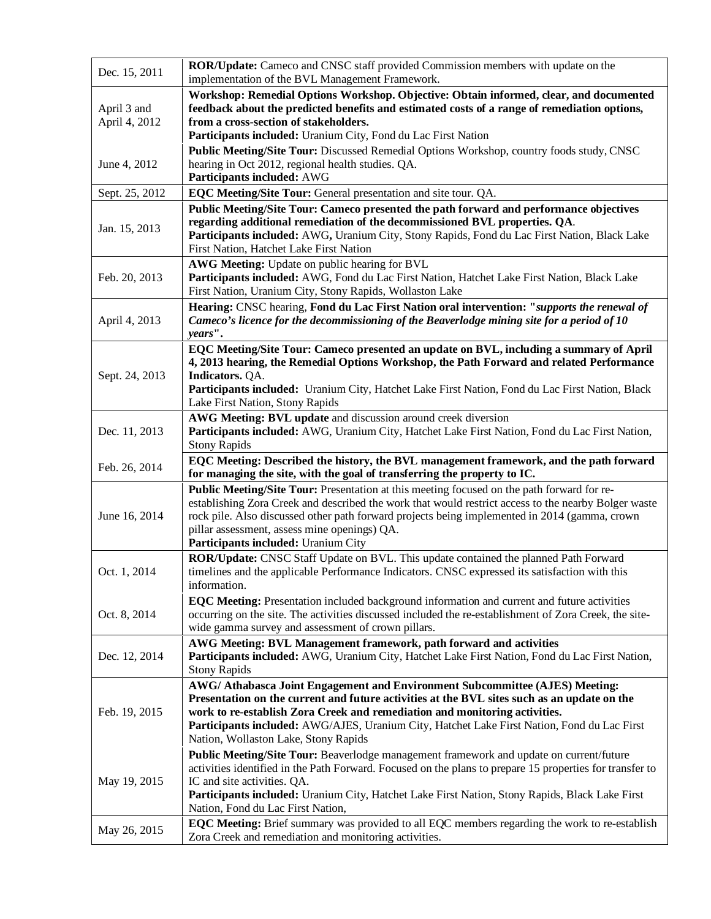| | |
|---|---|
| Dec. 15, 2011 | **ROR/Update:** Cameco and CNSC staff provided Commission members with update on the implementation of the BVL Management Framework. |
| April 3 and April 4, 2012 | **Workshop: Remedial Options Workshop. Objective: Obtain informed, clear, and documented feedback about the predicted benefits and estimated costs of a range of remediation options, from a cross-section of stakeholders.** <br> **Participants included:** Uranium City, Fond du Lac First Nation |
| June 4, 2012 | **Public Meeting/Site Tour:** Discussed Remedial Options Workshop, country foods study, CNSC hearing in Oct 2012, regional health studies. QA. <br> **Participants included:** AWG |
| Sept. 25, 2012 | **EQC Meeting/Site Tour:** General presentation and site tour. QA. |
| Jan. 15, 2013 | **Public Meeting/Site Tour: Cameco presented the path forward and performance objectives regarding additional remediation of the decommissioned BVL properties. QA**. <br> **Participants included:** AWG**,** Uranium City, Stony Rapids, Fond du Lac First Nation, Black Lake First Nation, Hatchet Lake First Nation |
| Feb. 20, 2013 | **AWG Meeting:** Update on public hearing for BVL <br> **Participants included:** AWG, Fond du Lac First Nation, Hatchet Lake First Nation, Black Lake First Nation, Uranium City, Stony Rapids, Wollaston Lake |
| April 4, 2013 | **Hearing:** CNSC hearing, **Fond du Lac First Nation oral intervention: "*supports the renewal of Cameco's licence for the decommissioning of the Beaverlodge mining site for a period of 10 years*".** |
| Sept. 24, 2013 | **EQC Meeting/Site Tour: Cameco presented an update on BVL, including a summary of April 4, 2013 hearing, the Remedial Options Workshop, the Path Forward and related Performance Indicators.** QA. <br> **Participants included:** Uranium City, Hatchet Lake First Nation, Fond du Lac First Nation, Black Lake First Nation, Stony Rapids |
| Dec. 11, 2013 | **AWG Meeting: BVL update** and discussion around creek diversion <br> **Participants included:** AWG, Uranium City, Hatchet Lake First Nation, Fond du Lac First Nation, Stony Rapids |
| Feb. 26, 2014 | **EQC Meeting: Described the history, the BVL management framework, and the path forward for managing the site, with the goal of transferring the property to IC.** |
| June 16, 2014 | **Public Meeting/Site Tour:** Presentation at this meeting focused on the path forward for re-establishing Zora Creek and described the work that would restrict access to the nearby Bolger waste rock pile. Also discussed other path forward projects being implemented in 2014 (gamma, crown pillar assessment, assess mine openings) QA. <br> **Participants included:** Uranium City |
| Oct. 1, 2014 | **ROR/Update:** CNSC Staff Update on BVL. This update contained the planned Path Forward timelines and the applicable Performance Indicators. CNSC expressed its satisfaction with this information. |
| Oct. 8, 2014 | **EQC Meeting:** Presentation included background information and current and future activities occurring on the site. The activities discussed included the re-establishment of Zora Creek, the site-wide gamma survey and assessment of crown pillars. |
| Dec. 12, 2014 | **AWG Meeting: BVL Management framework, path forward and activities** <br> **Participants included:** AWG, Uranium City, Hatchet Lake First Nation, Fond du Lac First Nation, Stony Rapids |
| Feb. 19, 2015 | **AWG/ Athabasca Joint Engagement and Environment Subcommittee (AJES) Meeting: Presentation on the current and future activities at the BVL sites such as an update on the work to re-establish Zora Creek and remediation and monitoring activities.** <br> **Participants included:** AWG/AJES, Uranium City, Hatchet Lake First Nation, Fond du Lac First Nation, Wollaston Lake, Stony Rapids |
| May 19, 2015 | **Public Meeting/Site Tour:** Beaverlodge management framework and update on current/future activities identified in the Path Forward. Focused on the plans to prepare 15 properties for transfer to IC and site activities. QA. <br> **Participants included:** Uranium City, Hatchet Lake First Nation, Stony Rapids, Black Lake First Nation, Fond du Lac First Nation, |
| May 26, 2015 | **EQC Meeting:** Brief summary was provided to all EQC members regarding the work to re-establish Zora Creek and remediation and monitoring activities. |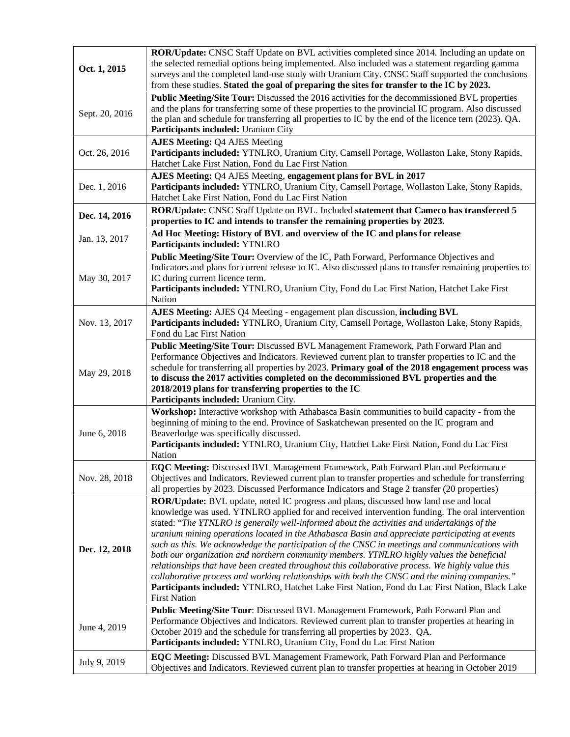| | |
|---|---|
| **Oct. 1, 2015** | **ROR/Update:** CNSC Staff Update on BVL activities completed since 2014. Including an update on the selected remedial options being implemented. Also included was a statement regarding gamma surveys and the completed land-use study with Uranium City. CNSC Staff supported the conclusions from these studies. **Stated the goal of preparing the sites for transfer to the IC by 2023.** |
| Sept. 20, 2016 | **Public Meeting/Site Tour:** Discussed the 2016 activities for the decommissioned BVL properties and the plans for transferring some of these properties to the provincial IC program. Also discussed the plan and schedule for transferring all properties to IC by the end of the licence tern (2023). QA. **Participants included:** Uranium City |
| Oct. 26, 2016 | **AJES Meeting:** Q4 AJES Meeting **Participants included:** YTNLRO, Uranium City, Camsell Portage, Wollaston Lake, Stony Rapids, Hatchet Lake First Nation, Fond du Lac First Nation |
| Dec. 1, 2016 | **AJES Meeting:** Q4 AJES Meeting, **engagement plans for BVL in 2017** **Participants included:** YTNLRO, Uranium City, Camsell Portage, Wollaston Lake, Stony Rapids, Hatchet Lake First Nation, Fond du Lac First Nation |
| **Dec. 14, 2016** | **ROR/Update:** CNSC Staff Update on BVL. Included **statement that Cameco has transferred 5 properties to IC and intends to transfer the remaining properties by 2023.** |
| Jan. 13, 2017 | **Ad Hoc Meeting: History of BVL and overview of the IC and plans for release** **Participants included:** YTNLRO |
| May 30, 2017 | **Public Meeting/Site Tour:** Overview of the IC, Path Forward, Performance Objectives and Indicators and plans for current release to IC. Also discussed plans to transfer remaining properties to IC during current licence term. **Participants included:** YTNLRO, Uranium City, Fond du Lac First Nation, Hatchet Lake First Nation |
| Nov. 13, 2017 | **AJES Meeting:** AJES Q4 Meeting - engagement plan discussion, **including BVL** **Participants included:** YTNLRO, Uranium City, Camsell Portage, Wollaston Lake, Stony Rapids, Fond du Lac First Nation |
| May 29, 2018 | **Public Meeting/Site Tour:** Discussed BVL Management Framework, Path Forward Plan and Performance Objectives and Indicators. Reviewed current plan to transfer properties to IC and the schedule for transferring all properties by 2023. **Primary goal of the 2018 engagement process was to discuss the 2017 activities completed on the decommissioned BVL properties and the 2018/2019 plans for transferring properties to the IC** **Participants included:** Uranium City. |
| June 6, 2018 | **Workshop:** Interactive workshop with Athabasca Basin communities to build capacity - from the beginning of mining to the end. Province of Saskatchewan presented on the IC program and Beaverlodge was specifically discussed. **Participants included:** YTNLRO, Uranium City, Hatchet Lake First Nation, Fond du Lac First Nation |
| Nov. 28, 2018 | **EQC Meeting:** Discussed BVL Management Framework, Path Forward Plan and Performance Objectives and Indicators. Reviewed current plan to transfer properties and schedule for transferring all properties by 2023. Discussed Performance Indicators and Stage 2 transfer (20 properties) |
| **Dec. 12, 2018** | **ROR/Update:** BVL update, noted IC progress and plans, discussed how land use and local knowledge was used. YTNLRO applied for and received intervention funding. The oral intervention stated: "*The YTNLRO is generally well-informed about the activities and undertakings of the uranium mining operations located in the Athabasca Basin and appreciate participating at events such as this. We acknowledge the participation of the CNSC in meetings and communications with both our organization and northern community members. YTNLRO highly values the beneficial relationships that have been created throughout this collaborative process. We highly value this collaborative process and working relationships with both the CNSC and the mining companies.*" **Participants included:** YTNLRO, Hatchet Lake First Nation, Fond du Lac First Nation, Black Lake First Nation |
| June 4, 2019 | **Public Meeting/Site Tour**: Discussed BVL Management Framework, Path Forward Plan and Performance Objectives and Indicators. Reviewed current plan to transfer properties at hearing in October 2019 and the schedule for transferring all properties by 2023. QA. **Participants included:** YTNLRO, Uranium City, Fond du Lac First Nation |
| July 9, 2019 | **EQC Meeting:** Discussed BVL Management Framework, Path Forward Plan and Performance Objectives and Indicators. Reviewed current plan to transfer properties at hearing in October 2019 |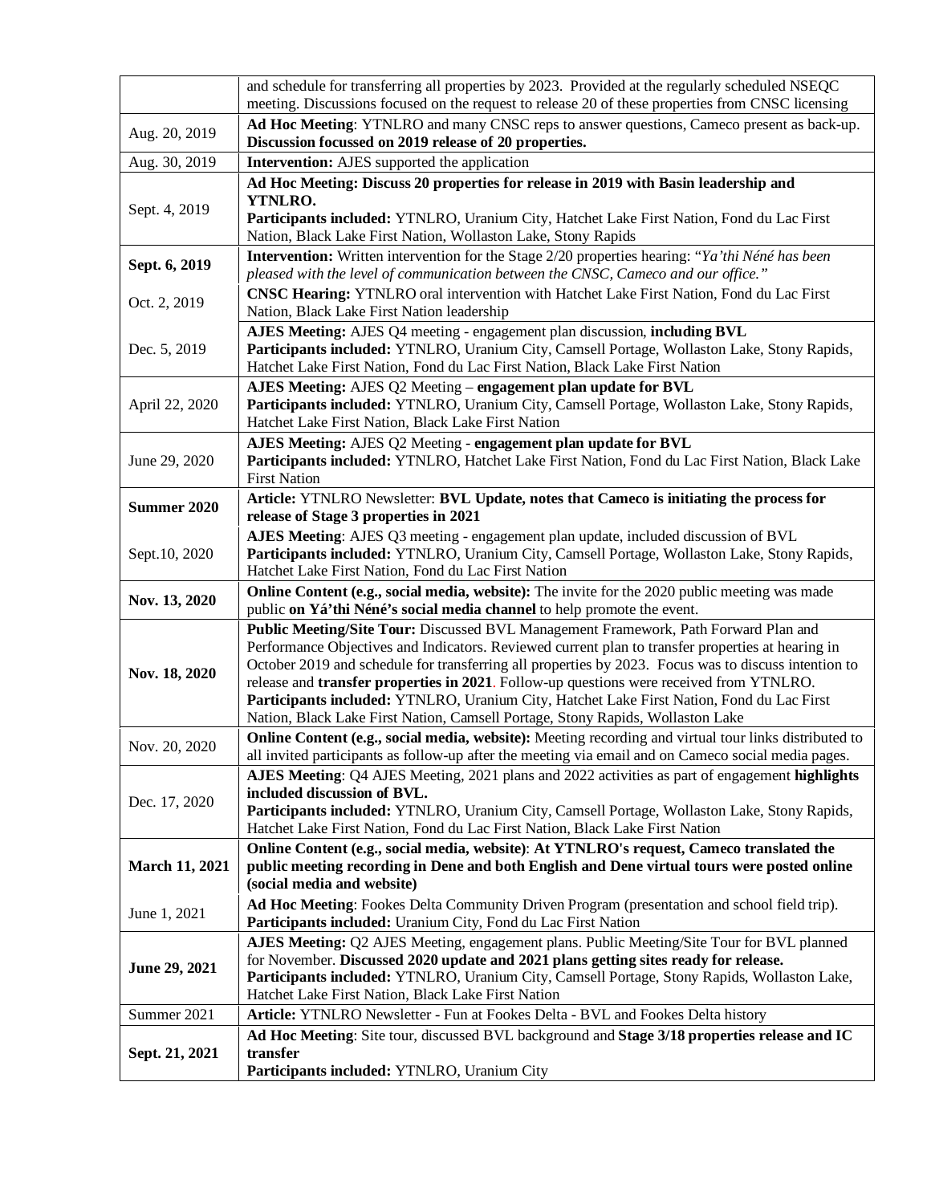| | |
|---|---|
| | and schedule for transferring all properties by 2023. Provided at the regularly scheduled NSEQC meeting. Discussions focused on the request to release 20 of these properties from CNSC licensing |
| Aug. 20, 2019 | **Ad Hoc Meeting**: YTNLRO and many CNSC reps to answer questions, Cameco present as back-up. **Discussion focussed on 2019 release of 20 properties.** |
| Aug. 30, 2019 | **Intervention:** AJES supported the application |
| Sept. 4, 2019 | **Ad Hoc Meeting: Discuss 20 properties for release in 2019 with Basin leadership and YTNLRO.**<br>**Participants included:** YTNLRO, Uranium City, Hatchet Lake First Nation, Fond du Lac First Nation, Black Lake First Nation, Wollaston Lake, Stony Rapids |
| **Sept. 6, 2019** | **Intervention:** Written intervention for the Stage 2/20 properties hearing: "*Ya'thi Néné has been pleased with the level of communication between the CNSC, Cameco and our office.*" |
| Oct. 2, 2019 | **CNSC Hearing:** YTNLRO oral intervention with Hatchet Lake First Nation, Fond du Lac First Nation, Black Lake First Nation leadership |
| Dec. 5, 2019 | **AJES Meeting:** AJES Q4 meeting - engagement plan discussion, **including BVL**<br>**Participants included:** YTNLRO, Uranium City, Camsell Portage, Wollaston Lake, Stony Rapids, Hatchet Lake First Nation, Fond du Lac First Nation, Black Lake First Nation |
| April 22, 2020 | **AJES Meeting:** AJES Q2 Meeting – **engagement plan update for BVL**<br>**Participants included:** YTNLRO, Uranium City, Camsell Portage, Wollaston Lake, Stony Rapids, Hatchet Lake First Nation, Black Lake First Nation |
| June 29, 2020 | **AJES Meeting:** AJES Q2 Meeting - **engagement plan update for BVL**<br>**Participants included:** YTNLRO, Hatchet Lake First Nation, Fond du Lac First Nation, Black Lake First Nation |
| **Summer 2020** | **Article:** YTNLRO Newsletter: **BVL Update, notes that Cameco is initiating the process for release of Stage 3 properties in 2021** |
| Sept.10, 2020 | **AJES Meeting**: AJES Q3 meeting - engagement plan update, included discussion of BVL<br>**Participants included:** YTNLRO, Uranium City, Camsell Portage, Wollaston Lake, Stony Rapids, Hatchet Lake First Nation, Fond du Lac First Nation |
| **Nov. 13, 2020** | **Online Content (e.g., social media, website):** The invite for the 2020 public meeting was made public **on Yá'thi Néné's social media channel** to help promote the event. |
| **Nov. 18, 2020** | **Public Meeting/Site Tour:** Discussed BVL Management Framework, Path Forward Plan and Performance Objectives and Indicators. Reviewed current plan to transfer properties at hearing in October 2019 and schedule for transferring all properties by 2023. Focus was to discuss intention to release and **transfer properties in 2021**. Follow-up questions were received from YTNLRO.<br>**Participants included:** YTNLRO, Uranium City, Hatchet Lake First Nation, Fond du Lac First Nation, Black Lake First Nation, Camsell Portage, Stony Rapids, Wollaston Lake |
| Nov. 20, 2020 | **Online Content (e.g., social media, website):** Meeting recording and virtual tour links distributed to all invited participants as follow-up after the meeting via email and on Cameco social media pages. |
| Dec. 17, 2020 | **AJES Meeting**: Q4 AJES Meeting, 2021 plans and 2022 activities as part of engagement **highlights included discussion of BVL.**<br>**Participants included:** YTNLRO, Uranium City, Camsell Portage, Wollaston Lake, Stony Rapids, Hatchet Lake First Nation, Fond du Lac First Nation, Black Lake First Nation |
| **March 11, 2021** | **Online Content (e.g., social media, website)**: **At YTNLRO's request, Cameco translated the public meeting recording in Dene and both English and Dene virtual tours were posted online (social media and website)** |
| June 1, 2021 | **Ad Hoc Meeting**: Fookes Delta Community Driven Program (presentation and school field trip).<br>**Participants included:** Uranium City, Fond du Lac First Nation |
| **June 29, 2021** | **AJES Meeting:** Q2 AJES Meeting, engagement plans. Public Meeting/Site Tour for BVL planned for November. **Discussed 2020 update and 2021 plans getting sites ready for release.**<br>**Participants included:** YTNLRO, Uranium City, Camsell Portage, Stony Rapids, Wollaston Lake, Hatchet Lake First Nation, Black Lake First Nation |
| Summer 2021 | **Article:** YTNLRO Newsletter - Fun at Fookes Delta - BVL and Fookes Delta history |
| **Sept. 21, 2021** | **Ad Hoc Meeting**: Site tour, discussed BVL background and **Stage 3/18 properties release and IC transfer**<br>**Participants included:** YTNLRO, Uranium City |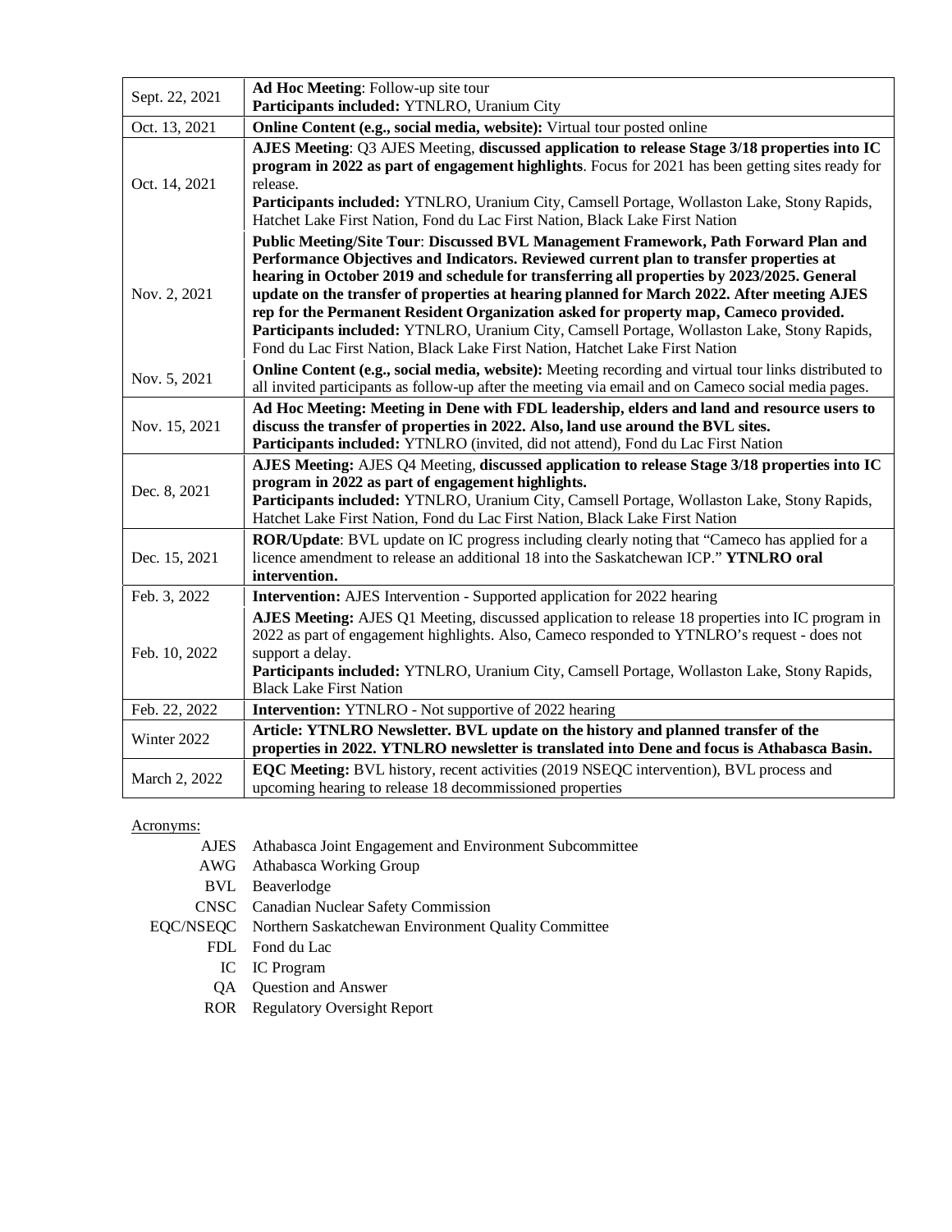| | |
|---|---|
| Sept. 22, 2021 | **Ad Hoc Meeting**: Follow-up site tour<br>**Participants included:** YTNLRO, Uranium City |
| Oct. 13, 2021 | **Online Content (e.g., social media, website):** Virtual tour posted online |
| Oct. 14, 2021 | **AJES Meeting**: Q3 AJES Meeting, **discussed application to release Stage 3/18 properties into IC program in 2022 as part of engagement highlights**. Focus for 2021 has been getting sites ready for release.<br>**Participants included:** YTNLRO, Uranium City, Camsell Portage, Wollaston Lake, Stony Rapids, Hatchet Lake First Nation, Fond du Lac First Nation, Black Lake First Nation |
| Nov. 2, 2021 | **Public Meeting/Site Tour**: **Discussed BVL Management Framework, Path Forward Plan and Performance Objectives and Indicators. Reviewed current plan to transfer properties at hearing in October 2019 and schedule for transferring all properties by 2023/2025. General update on the transfer of properties at hearing planned for March 2022. After meeting AJES rep for the Permanent Resident Organization asked for property map, Cameco provided.**<br>**Participants included:** YTNLRO, Uranium City, Camsell Portage, Wollaston Lake, Stony Rapids, Fond du Lac First Nation, Black Lake First Nation, Hatchet Lake First Nation |
| Nov. 5, 2021 | **Online Content (e.g., social media, website):** Meeting recording and virtual tour links distributed to all invited participants as follow-up after the meeting via email and on Cameco social media pages. |
| Nov. 15, 2021 | **Ad Hoc Meeting: Meeting in Dene with FDL leadership, elders and land and resource users to discuss the transfer of properties in 2022. Also, land use around the BVL sites.**<br>**Participants included:** YTNLRO (invited, did not attend), Fond du Lac First Nation |
| Dec. 8, 2021 | **AJES Meeting:** AJES Q4 Meeting, **discussed application to release Stage 3/18 properties into IC program in 2022 as part of engagement highlights.**<br>**Participants included:** YTNLRO, Uranium City, Camsell Portage, Wollaston Lake, Stony Rapids, Hatchet Lake First Nation, Fond du Lac First Nation, Black Lake First Nation |
| Dec. 15, 2021 | **ROR/Update**: BVL update on IC progress including clearly noting that "Cameco has applied for a licence amendment to release an additional 18 into the Saskatchewan ICP." **YTNLRO oral intervention.** |
| Feb. 3, 2022 | **Intervention:** AJES Intervention - Supported application for 2022 hearing |
| Feb. 10, 2022 | **AJES Meeting:** AJES Q1 Meeting, discussed application to release 18 properties into IC program in 2022 as part of engagement highlights. Also, Cameco responded to YTNLRO's request - does not support a delay.<br>**Participants included:** YTNLRO, Uranium City, Camsell Portage, Wollaston Lake, Stony Rapids, Black Lake First Nation |
| Feb. 22, 2022 | **Intervention:** YTNLRO - Not supportive of 2022 hearing |
| Winter 2022 | **Article: YTNLRO Newsletter. BVL update on the history and planned transfer of the properties in 2022. YTNLRO newsletter is translated into Dene and focus is Athabasca Basin.** |
| March 2, 2022 | **EQC Meeting:** BVL history, recent activities (2019 NSEQC intervention), BVL process and upcoming hearing to release 18 decommissioned properties |

Acronyms:

| | |
|---|---|
| AJES | Athabasca Joint Engagement and Environment Subcommittee |
| AWG | Athabasca Working Group |
| BVL | Beaverlodge |
| CNSC | Canadian Nuclear Safety Commission |
| EQC/NSEQC | Northern Saskatchewan Environment Quality Committee |
| FDL | Fond du Lac |
| IC | IC Program |
| QA | Question and Answer |
| ROR | Regulatory Oversight Report |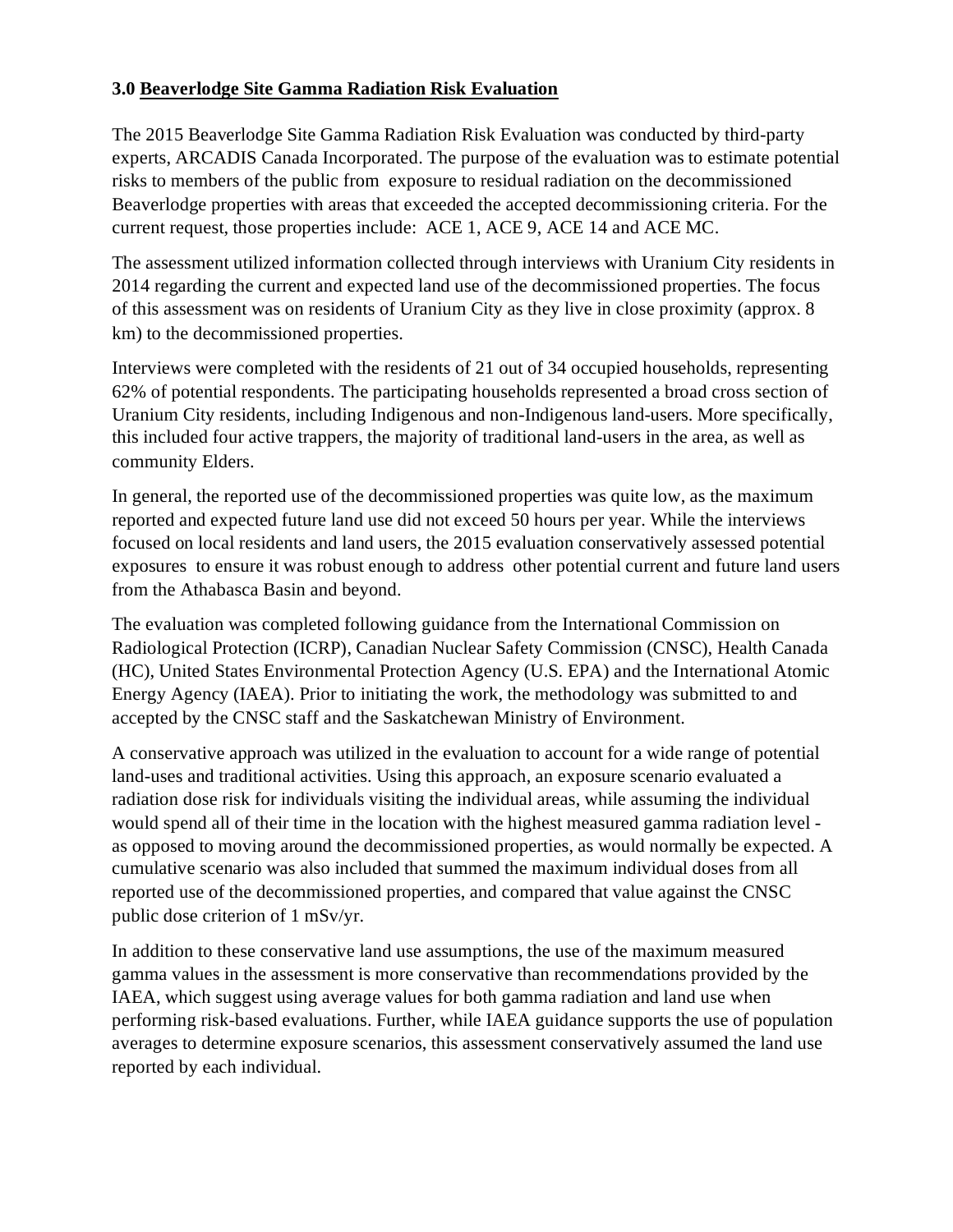### 3.0 Beaverlodge Site Gamma Radiation Risk Evaluation

The 2015 Beaverlodge Site Gamma Radiation Risk Evaluation was conducted by third-party experts, ARCADIS Canada Incorporated. The purpose of the evaluation was to estimate potential risks to members of the public from exposure to residual radiation on the decommissioned Beaverlodge properties with areas that exceeded the accepted decommissioning criteria. For the current request, those properties include: ACE 1, ACE 9, ACE 14 and ACE MC.

The assessment utilized information collected through interviews with Uranium City residents in 2014 regarding the current and expected land use of the decommissioned properties. The focus of this assessment was on residents of Uranium City as they live in close proximity (approx. 8 km) to the decommissioned properties.

Interviews were completed with the residents of 21 out of 34 occupied households, representing 62% of potential respondents. The participating households represented a broad cross section of Uranium City residents, including Indigenous and non-Indigenous land-users. More specifically, this included four active trappers, the majority of traditional land-users in the area, as well as community Elders.

In general, the reported use of the decommissioned properties was quite low, as the maximum reported and expected future land use did not exceed 50 hours per year. While the interviews focused on local residents and land users, the 2015 evaluation conservatively assessed potential exposures to ensure it was robust enough to address other potential current and future land users from the Athabasca Basin and beyond.

The evaluation was completed following guidance from the International Commission on Radiological Protection (ICRP), Canadian Nuclear Safety Commission (CNSC), Health Canada (HC), United States Environmental Protection Agency (U.S. EPA) and the International Atomic Energy Agency (IAEA). Prior to initiating the work, the methodology was submitted to and accepted by the CNSC staff and the Saskatchewan Ministry of Environment.

A conservative approach was utilized in the evaluation to account for a wide range of potential land-uses and traditional activities. Using this approach, an exposure scenario evaluated a radiation dose risk for individuals visiting the individual areas, while assuming the individual would spend all of their time in the location with the highest measured gamma radiation level - as opposed to moving around the decommissioned properties, as would normally be expected. A cumulative scenario was also included that summed the maximum individual doses from all reported use of the decommissioned properties, and compared that value against the CNSC public dose criterion of 1 mSv/yr.

In addition to these conservative land use assumptions, the use of the maximum measured gamma values in the assessment is more conservative than recommendations provided by the IAEA, which suggest using average values for both gamma radiation and land use when performing risk-based evaluations. Further, while IAEA guidance supports the use of population averages to determine exposure scenarios, this assessment conservatively assumed the land use reported by each individual.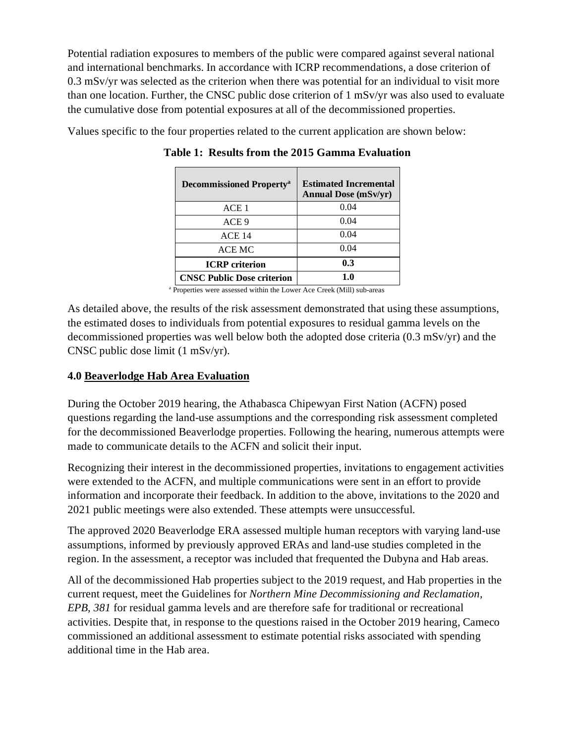Potential radiation exposures to members of the public were compared against several national and international benchmarks. In accordance with ICRP recommendations, a dose criterion of 0.3 mSv/yr was selected as the criterion when there was potential for an individual to visit more than one location. Further, the CNSC public dose criterion of 1 mSv/yr was also used to evaluate the cumulative dose from potential exposures at all of the decommissioned properties.

Values specific to the four properties related to the current application are shown below:

**Table 1: Results from the 2015 Gamma Evaluation**

| Decommissioned Property[a] | Estimated Incremental Annual Dose (mSv/yr) |
|---|---|
| ACE 1 | 0.04 |
| ACE 9 | 0.04 |
| ACE 14 | 0.04 |
| ACE MC | 0.04 |
| **ICRP criterion** | **0.3** |
| **CNSC Public Dose criterion** | **1.0** |

[a] Properties were assessed within the Lower Ace Creek (Mill) sub-areas

As detailed above, the results of the risk assessment demonstrated that using these assumptions, the estimated doses to individuals from potential exposures to residual gamma levels on the decommissioned properties was well below both the adopted dose criteria (0.3 mSv/yr) and the CNSC public dose limit (1 mSv/yr).

## 4.0 Beaverlodge Hab Area Evaluation

During the October 2019 hearing, the Athabasca Chipewyan First Nation (ACFN) posed questions regarding the land-use assumptions and the corresponding risk assessment completed for the decommissioned Beaverlodge properties. Following the hearing, numerous attempts were made to communicate details to the ACFN and solicit their input.

Recognizing their interest in the decommissioned properties, invitations to engagement activities were extended to the ACFN, and multiple communications were sent in an effort to provide information and incorporate their feedback. In addition to the above, invitations to the 2020 and 2021 public meetings were also extended. These attempts were unsuccessful.

The approved 2020 Beaverlodge ERA assessed multiple human receptors with varying land-use assumptions, informed by previously approved ERAs and land-use studies completed in the region. In the assessment, a receptor was included that frequented the Dubyna and Hab areas.

All of the decommissioned Hab properties subject to the 2019 request, and Hab properties in the current request, meet the Guidelines for *Northern Mine Decommissioning and Reclamation, EPB, 381* for residual gamma levels and are therefore safe for traditional or recreational activities. Despite that, in response to the questions raised in the October 2019 hearing, Cameco commissioned an additional assessment to estimate potential risks associated with spending additional time in the Hab area.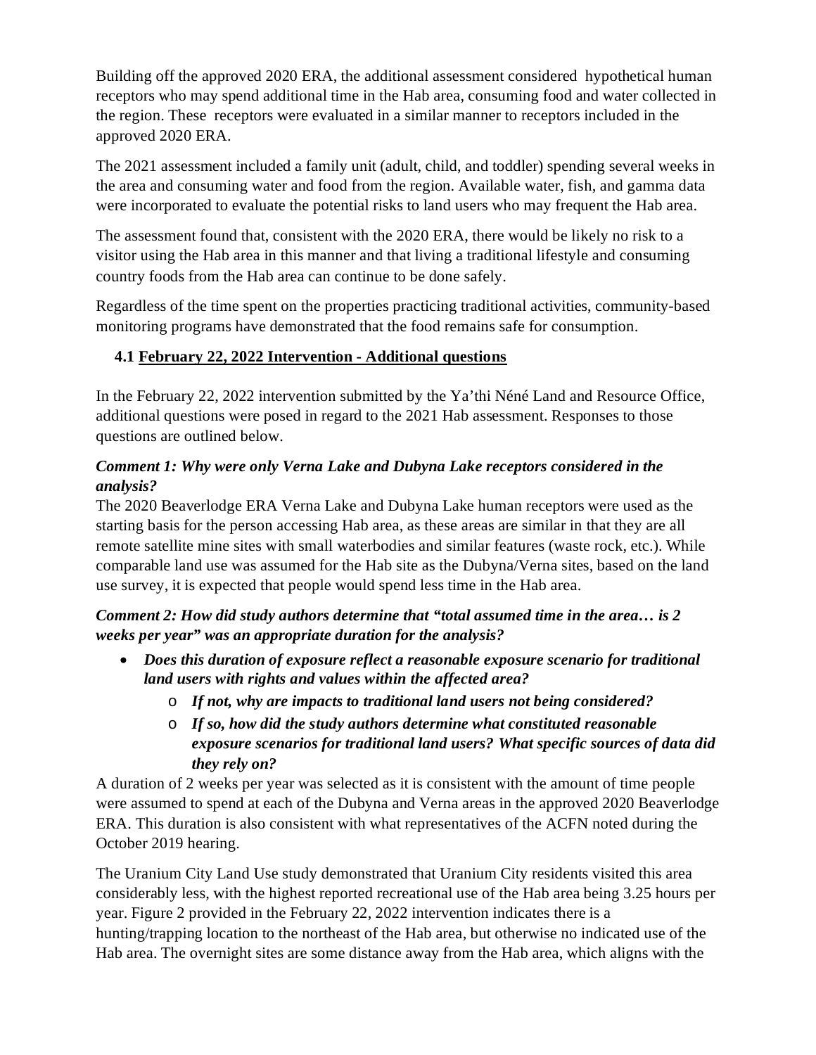Building off the approved 2020 ERA, the additional assessment considered hypothetical human receptors who may spend additional time in the Hab area, consuming food and water collected in the region. These receptors were evaluated in a similar manner to receptors included in the approved 2020 ERA.

The 2021 assessment included a family unit (adult, child, and toddler) spending several weeks in the area and consuming water and food from the region. Available water, fish, and gamma data were incorporated to evaluate the potential risks to land users who may frequent the Hab area.

The assessment found that, consistent with the 2020 ERA, there would be likely no risk to a visitor using the Hab area in this manner and that living a traditional lifestyle and consuming country foods from the Hab area can continue to be done safely.

Regardless of the time spent on the properties practicing traditional activities, community-based monitoring programs have demonstrated that the food remains safe for consumption.

### 4.1 <u>February 22, 2022 Intervention - Additional questions</u>

In the February 22, 2022 intervention submitted by the Ya'thi Néné Land and Resource Office, additional questions were posed in regard to the 2021 Hab assessment. Responses to those questions are outlined below.

***Comment 1: Why were only Verna Lake and Dubyna Lake receptors considered in the analysis?***

The 2020 Beaverlodge ERA Verna Lake and Dubyna Lake human receptors were used as the starting basis for the person accessing Hab area, as these areas are similar in that they are all remote satellite mine sites with small waterbodies and similar features (waste rock, etc.). While comparable land use was assumed for the Hab site as the Dubyna/Verna sites, based on the land use survey, it is expected that people would spend less time in the Hab area.

***Comment 2: How did study authors determine that "total assumed time in the area… is 2 weeks per year" was an appropriate duration for the analysis?***

- ***Does this duration of exposure reflect a reasonable exposure scenario for traditional land users with rights and values within the affected area?***
    - ***If not, why are impacts to traditional land users not being considered?***
    - ***If so, how did the study authors determine what constituted reasonable exposure scenarios for traditional land users? What specific sources of data did they rely on?***

A duration of 2 weeks per year was selected as it is consistent with the amount of time people were assumed to spend at each of the Dubyna and Verna areas in the approved 2020 Beaverlodge ERA. This duration is also consistent with what representatives of the ACFN noted during the October 2019 hearing.

The Uranium City Land Use study demonstrated that Uranium City residents visited this area considerably less, with the highest reported recreational use of the Hab area being 3.25 hours per year. Figure 2 provided in the February 22, 2022 intervention indicates there is a hunting/trapping location to the northeast of the Hab area, but otherwise no indicated use of the Hab area. The overnight sites are some distance away from the Hab area, which aligns with the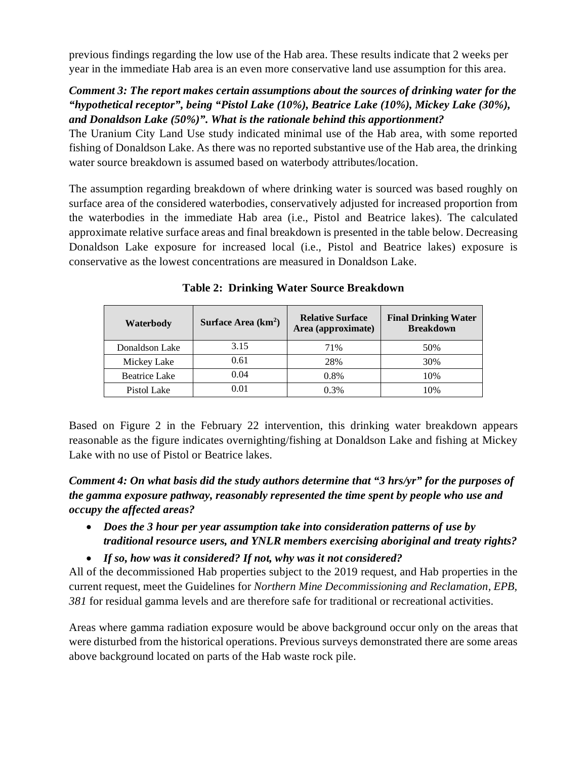previous findings regarding the low use of the Hab area. These results indicate that 2 weeks per year in the immediate Hab area is an even more conservative land use assumption for this area.

***Comment 3: The report makes certain assumptions about the sources of drinking water for the "hypothetical receptor", being "Pistol Lake (10%), Beatrice Lake (10%), Mickey Lake (30%), and Donaldson Lake (50%)". What is the rationale behind this apportionment?***

The Uranium City Land Use study indicated minimal use of the Hab area, with some reported fishing of Donaldson Lake. As there was no reported substantive use of the Hab area, the drinking water source breakdown is assumed based on waterbody attributes/location.

The assumption regarding breakdown of where drinking water is sourced was based roughly on surface area of the considered waterbodies, conservatively adjusted for increased proportion from the waterbodies in the immediate Hab area (i.e., Pistol and Beatrice lakes). The calculated approximate relative surface areas and final breakdown is presented in the table below. Decreasing Donaldson Lake exposure for increased local (i.e., Pistol and Beatrice lakes) exposure is conservative as the lowest concentrations are measured in Donaldson Lake.

**Table 2: Drinking Water Source Breakdown**

| Waterbody | Surface Area ($km^2$) | Relative Surface Area (approximate) | Final Drinking Water Breakdown |
|---|---|---|---|
| Donaldson Lake | 3.15 | 71% | 50% |
| Mickey Lake | 0.61 | 28% | 30% |
| Beatrice Lake | 0.04 | 0.8% | 10% |
| Pistol Lake | 0.01 | 0.3% | 10% |

Based on Figure 2 in the February 22 intervention, this drinking water breakdown appears reasonable as the figure indicates overnighting/fishing at Donaldson Lake and fishing at Mickey Lake with no use of Pistol or Beatrice lakes.

***Comment 4: On what basis did the study authors determine that "3 hrs/yr" for the purposes of the gamma exposure pathway, reasonably represented the time spent by people who use and occupy the affected areas?***

- ***Does the 3 hour per year assumption take into consideration patterns of use by traditional resource users, and YNLR members exercising aboriginal and treaty rights?***
- ***If so, how was it considered? If not, why was it not considered?***

All of the decommissioned Hab properties subject to the 2019 request, and Hab properties in the current request, meet the Guidelines for *Northern Mine Decommissioning and Reclamation, EPB, 381* for residual gamma levels and are therefore safe for traditional or recreational activities.

Areas where gamma radiation exposure would be above background occur only on the areas that were disturbed from the historical operations. Previous surveys demonstrated there are some areas above background located on parts of the Hab waste rock pile.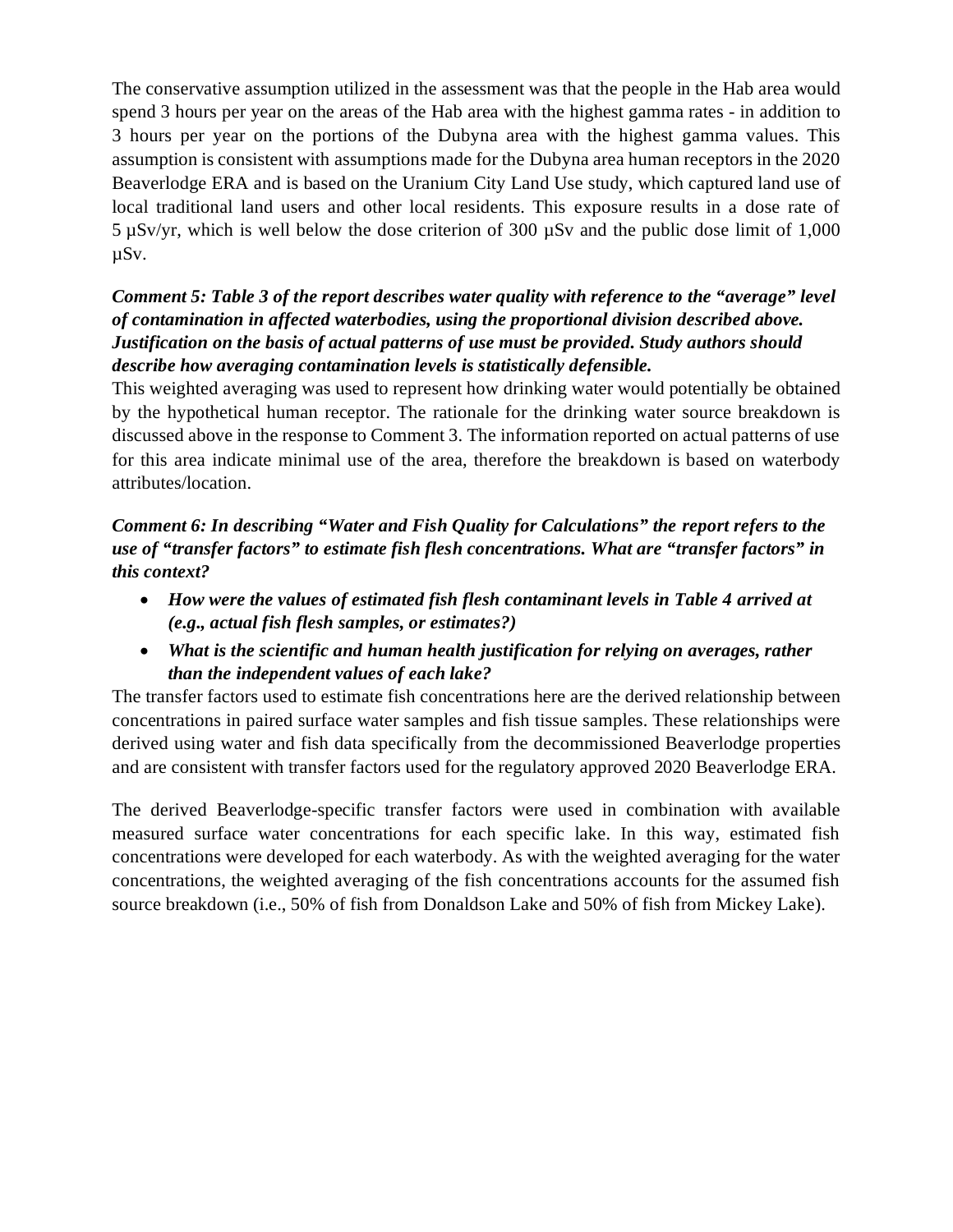The conservative assumption utilized in the assessment was that the people in the Hab area would spend 3 hours per year on the areas of the Hab area with the highest gamma rates - in addition to 3 hours per year on the portions of the Dubyna area with the highest gamma values. This assumption is consistent with assumptions made for the Dubyna area human receptors in the 2020 Beaverlodge ERA and is based on the Uranium City Land Use study, which captured land use of local traditional land users and other local residents. This exposure results in a dose rate of 5 µSv/yr, which is well below the dose criterion of 300 µSv and the public dose limit of 1,000 µSv.

***Comment 5: Table 3 of the report describes water quality with reference to the "average" level of contamination in affected waterbodies, using the proportional division described above. Justification on the basis of actual patterns of use must be provided. Study authors should describe how averaging contamination levels is statistically defensible.***

This weighted averaging was used to represent how drinking water would potentially be obtained by the hypothetical human receptor. The rationale for the drinking water source breakdown is discussed above in the response to Comment 3. The information reported on actual patterns of use for this area indicate minimal use of the area, therefore the breakdown is based on waterbody attributes/location.

***Comment 6: In describing "Water and Fish Quality for Calculations" the report refers to the use of "transfer factors" to estimate fish flesh concentrations. What are "transfer factors" in this context?***

- ***How were the values of estimated fish flesh contaminant levels in Table 4 arrived at (e.g., actual fish flesh samples, or estimates?)***
- ***What is the scientific and human health justification for relying on averages, rather than the independent values of each lake?***

The transfer factors used to estimate fish concentrations here are the derived relationship between concentrations in paired surface water samples and fish tissue samples. These relationships were derived using water and fish data specifically from the decommissioned Beaverlodge properties and are consistent with transfer factors used for the regulatory approved 2020 Beaverlodge ERA.

The derived Beaverlodge-specific transfer factors were used in combination with available measured surface water concentrations for each specific lake. In this way, estimated fish concentrations were developed for each waterbody. As with the weighted averaging for the water concentrations, the weighted averaging of the fish concentrations accounts for the assumed fish source breakdown (i.e., 50% of fish from Donaldson Lake and 50% of fish from Mickey Lake).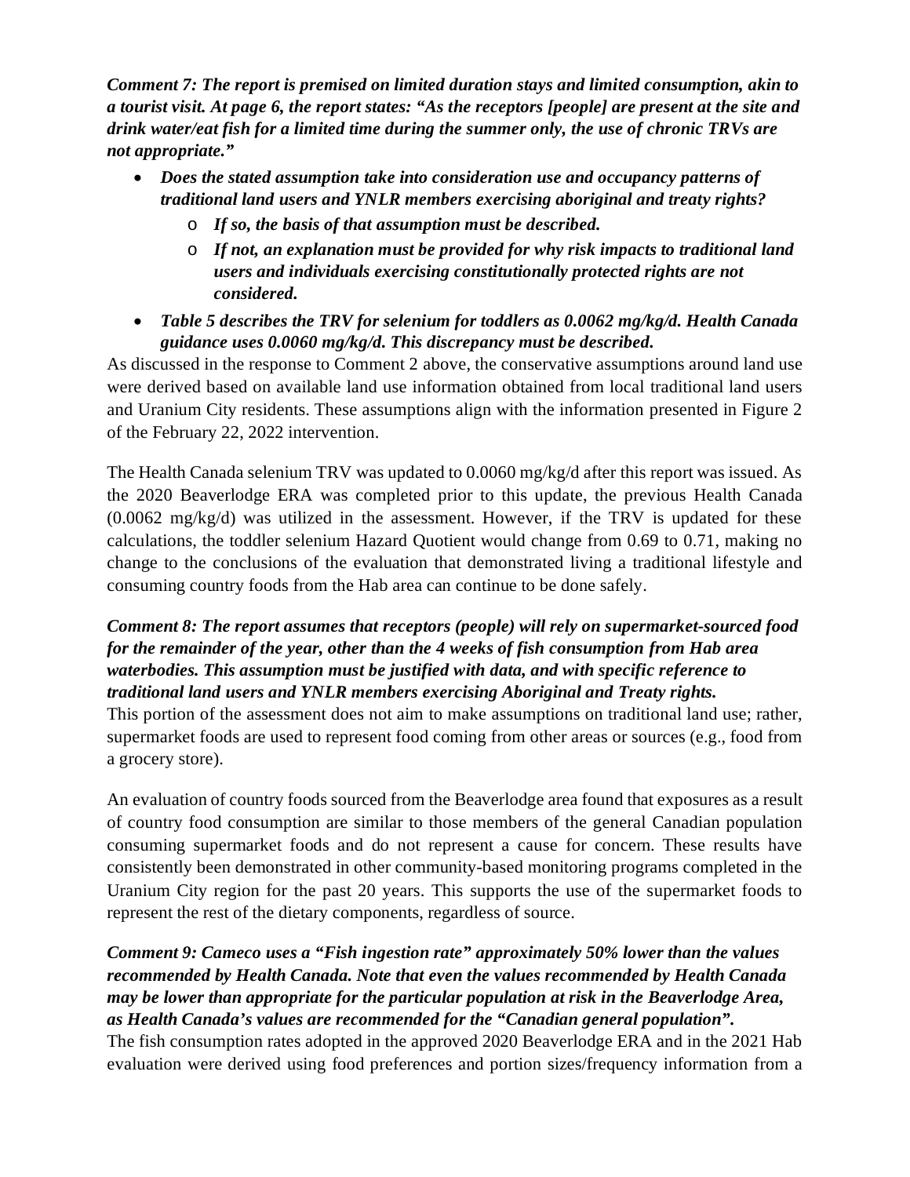***Comment 7: The report is premised on limited duration stays and limited consumption, akin to a tourist visit. At page 6, the report states: "As the receptors [people] are present at the site and drink water/eat fish for a limited time during the summer only, the use of chronic TRVs are not appropriate."***

- ***Does the stated assumption take into consideration use and occupancy patterns of traditional land users and YNLR members exercising aboriginal and treaty rights?***
  - ***If so, the basis of that assumption must be described.***
  - ***If not, an explanation must be provided for why risk impacts to traditional land users and individuals exercising constitutionally protected rights are not considered.***
- ***Table 5 describes the TRV for selenium for toddlers as 0.0062 mg/kg/d. Health Canada guidance uses 0.0060 mg/kg/d. This discrepancy must be described.***

As discussed in the response to Comment 2 above, the conservative assumptions around land use were derived based on available land use information obtained from local traditional land users and Uranium City residents. These assumptions align with the information presented in Figure 2 of the February 22, 2022 intervention.

The Health Canada selenium TRV was updated to 0.0060 mg/kg/d after this report was issued. As the 2020 Beaverlodge ERA was completed prior to this update, the previous Health Canada (0.0062 mg/kg/d) was utilized in the assessment. However, if the TRV is updated for these calculations, the toddler selenium Hazard Quotient would change from 0.69 to 0.71, making no change to the conclusions of the evaluation that demonstrated living a traditional lifestyle and consuming country foods from the Hab area can continue to be done safely.

***Comment 8: The report assumes that receptors (people) will rely on supermarket-sourced food for the remainder of the year, other than the 4 weeks of fish consumption from Hab area waterbodies. This assumption must be justified with data, and with specific reference to traditional land users and YNLR members exercising Aboriginal and Treaty rights.***

This portion of the assessment does not aim to make assumptions on traditional land use; rather, supermarket foods are used to represent food coming from other areas or sources (e.g., food from a grocery store).

An evaluation of country foods sourced from the Beaverlodge area found that exposures as a result of country food consumption are similar to those members of the general Canadian population consuming supermarket foods and do not represent a cause for concern. These results have consistently been demonstrated in other community-based monitoring programs completed in the Uranium City region for the past 20 years. This supports the use of the supermarket foods to represent the rest of the dietary components, regardless of source.

***Comment 9: Cameco uses a "Fish ingestion rate" approximately 50% lower than the values recommended by Health Canada. Note that even the values recommended by Health Canada may be lower than appropriate for the particular population at risk in the Beaverlodge Area, as Health Canada's values are recommended for the "Canadian general population".***

The fish consumption rates adopted in the approved 2020 Beaverlodge ERA and in the 2021 Hab evaluation were derived using food preferences and portion sizes/frequency information from a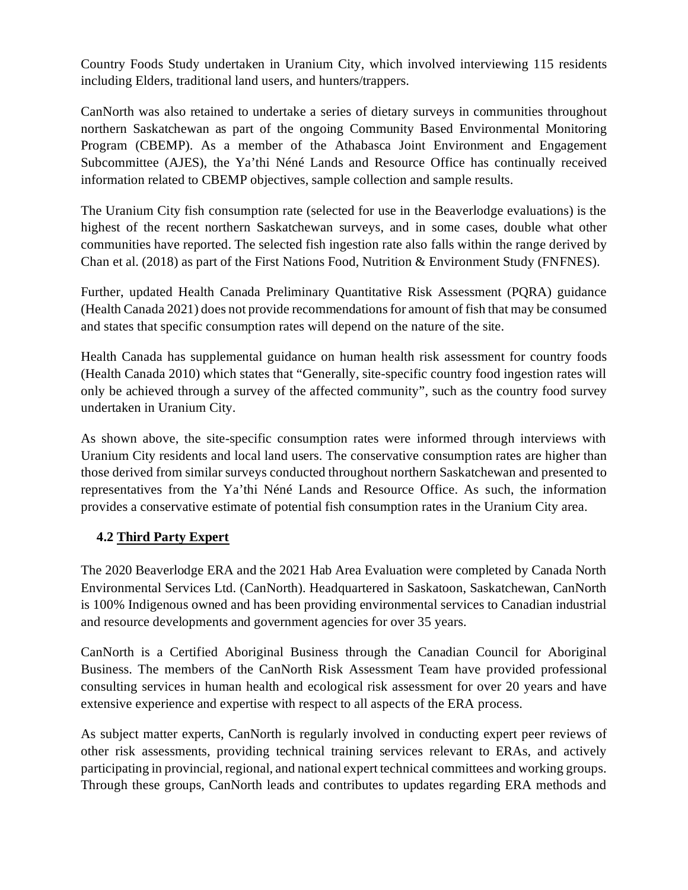Country Foods Study undertaken in Uranium City, which involved interviewing 115 residents including Elders, traditional land users, and hunters/trappers.

CanNorth was also retained to undertake a series of dietary surveys in communities throughout northern Saskatchewan as part of the ongoing Community Based Environmental Monitoring Program (CBEMP). As a member of the Athabasca Joint Environment and Engagement Subcommittee (AJES), the Ya'thi Néné Lands and Resource Office has continually received information related to CBEMP objectives, sample collection and sample results.

The Uranium City fish consumption rate (selected for use in the Beaverlodge evaluations) is the highest of the recent northern Saskatchewan surveys, and in some cases, double what other communities have reported. The selected fish ingestion rate also falls within the range derived by Chan et al. (2018) as part of the First Nations Food, Nutrition & Environment Study (FNFNES).

Further, updated Health Canada Preliminary Quantitative Risk Assessment (PQRA) guidance (Health Canada 2021) does not provide recommendations for amount of fish that may be consumed and states that specific consumption rates will depend on the nature of the site.

Health Canada has supplemental guidance on human health risk assessment for country foods (Health Canada 2010) which states that "Generally, site-specific country food ingestion rates will only be achieved through a survey of the affected community", such as the country food survey undertaken in Uranium City.

As shown above, the site-specific consumption rates were informed through interviews with Uranium City residents and local land users. The conservative consumption rates are higher than those derived from similar surveys conducted throughout northern Saskatchewan and presented to representatives from the Ya'thi Néné Lands and Resource Office. As such, the information provides a conservative estimate of potential fish consumption rates in the Uranium City area.

## 4.2 Third Party Expert

The 2020 Beaverlodge ERA and the 2021 Hab Area Evaluation were completed by Canada North Environmental Services Ltd. (CanNorth). Headquartered in Saskatoon, Saskatchewan, CanNorth is 100% Indigenous owned and has been providing environmental services to Canadian industrial and resource developments and government agencies for over 35 years.

CanNorth is a Certified Aboriginal Business through the Canadian Council for Aboriginal Business. The members of the CanNorth Risk Assessment Team have provided professional consulting services in human health and ecological risk assessment for over 20 years and have extensive experience and expertise with respect to all aspects of the ERA process.

As subject matter experts, CanNorth is regularly involved in conducting expert peer reviews of other risk assessments, providing technical training services relevant to ERAs, and actively participating in provincial, regional, and national expert technical committees and working groups. Through these groups, CanNorth leads and contributes to updates regarding ERA methods and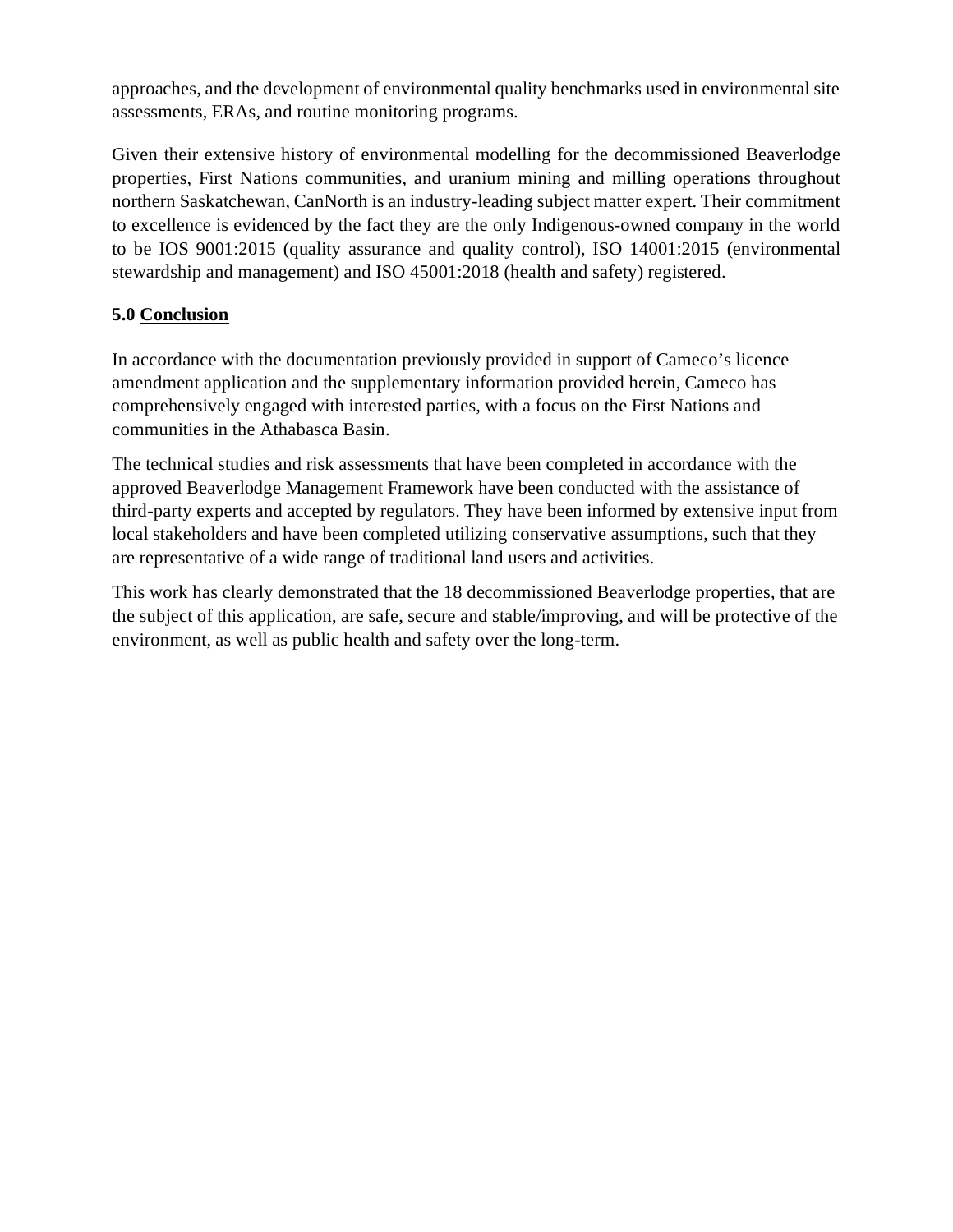approaches, and the development of environmental quality benchmarks used in environmental site assessments, ERAs, and routine monitoring programs.

Given their extensive history of environmental modelling for the decommissioned Beaverlodge properties, First Nations communities, and uranium mining and milling operations throughout northern Saskatchewan, CanNorth is an industry-leading subject matter expert. Their commitment to excellence is evidenced by the fact they are the only Indigenous-owned company in the world to be IOS 9001:2015 (quality assurance and quality control), ISO 14001:2015 (environmental stewardship and management) and ISO 45001:2018 (health and safety) registered.

## 5.0 Conclusion

In accordance with the documentation previously provided in support of Cameco's licence amendment application and the supplementary information provided herein, Cameco has comprehensively engaged with interested parties, with a focus on the First Nations and communities in the Athabasca Basin.

The technical studies and risk assessments that have been completed in accordance with the approved Beaverlodge Management Framework have been conducted with the assistance of third-party experts and accepted by regulators. They have been informed by extensive input from local stakeholders and have been completed utilizing conservative assumptions, such that they are representative of a wide range of traditional land users and activities.

This work has clearly demonstrated that the 18 decommissioned Beaverlodge properties, that are the subject of this application, are safe, secure and stable/improving, and will be protective of the environment, as well as public health and safety over the long-term.